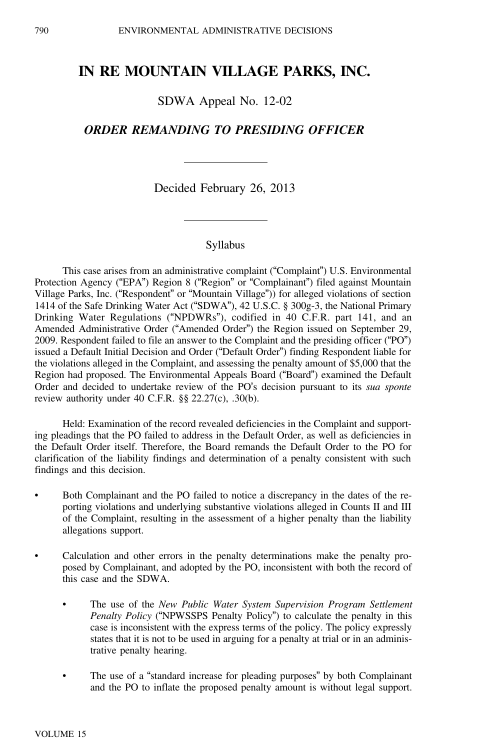# IN RE MOUNTAIN VILLAGE PARKS, INC.

SDWA Appeal No. 12-02

## *ORDER REMANDING TO PRESIDING OFFICER*

Decided February 26, 2013

### Syllabus

This case arises from an administrative complaint ("Complaint") U.S. Environmental Protection Agency ("EPA") Region 8 ("Region" or "Complainant") filed against Mountain Village Parks, Inc. ("Respondent" or "Mountain Village")) for alleged violations of section 1414 of the Safe Drinking Water Act ("SDWA"), 42 U.S.C. § 300g-3, the National Primary Drinking Water Regulations ("NPDWRs"), codified in 40 C.F.R. part 141, and an Amended Administrative Order ("Amended Order") the Region issued on September 29, 2009. Respondent failed to file an answer to the Complaint and the presiding officer ("PO") issued a Default Initial Decision and Order ("Default Order") finding Respondent liable for the violations alleged in the Complaint, and assessing the penalty amount of $5,000 that the Region had proposed. The Environmental Appeals Board ("Board") examined the Default Order and decided to undertake review of the PO's decision pursuant to its *sua sponte* review authority under 40 C.F.R. §§ 22.27(c), .30(b).

Held: Examination of the record revealed deficiencies in the Complaint and supporting pleadings that the PO failed to address in the Default Order, as well as deficiencies in the Default Order itself. Therefore, the Board remands the Default Order to the PO for clarification of the liability findings and determination of a penalty consistent with such findings and this decision.

- Both Complainant and the PO failed to notice a discrepancy in the dates of the reporting violations and underlying substantive violations alleged in Counts II and III of the Complaint, resulting in the assessment of a higher penalty than the liability allegations support.
- Calculation and other errors in the penalty determinations make the penalty proposed by Complainant, and adopted by the PO, inconsistent with both the record of this case and the SDWA.
  - The use of the *New Public Water System Supervision Program Settlement Penalty Policy* ("NPWSSPS Penalty Policy") to calculate the penalty in this case is inconsistent with the express terms of the policy. The policy expressly states that it is not to be used in arguing for a penalty at trial or in an administrative penalty hearing.
  - The use of a "standard increase for pleading purposes" by both Complainant and the PO to inflate the proposed penalty amount is without legal support.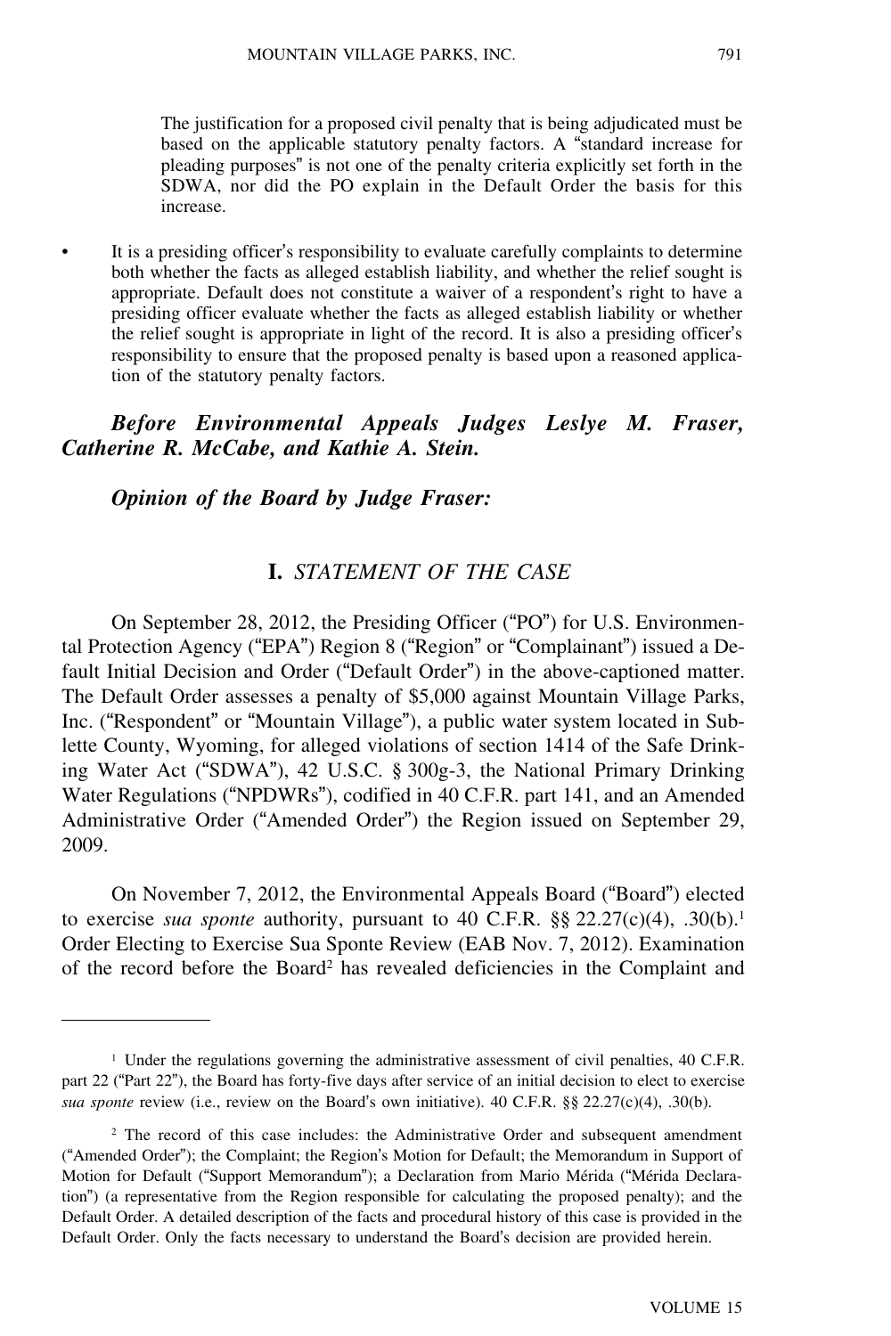The justification for a proposed civil penalty that is being adjudicated must be based on the applicable statutory penalty factors. A "standard increase for pleading purposes" is not one of the penalty criteria explicitly set forth in the SDWA, nor did the PO explain in the Default Order the basis for this increase.

- It is a presiding officer's responsibility to evaluate carefully complaints to determine both whether the facts as alleged establish liability, and whether the relief sought is appropriate. Default does not constitute a waiver of a respondent's right to have a presiding officer evaluate whether the facts as alleged establish liability or whether the relief sought is appropriate in light of the record. It is also a presiding officer's responsibility to ensure that the proposed penalty is based upon a reasoned application of the statutory penalty factors.

***Before Environmental Appeals Judges Leslye M. Fraser, Catherine R. McCabe, and Kathie A. Stein.***

***Opinion of the Board by Judge Fraser:***

## I. *STATEMENT OF THE CASE*

On September 28, 2012, the Presiding Officer ("PO") for U.S. Environmental Protection Agency ("EPA") Region 8 ("Region" or "Complainant") issued a Default Initial Decision and Order ("Default Order") in the above-captioned matter. The Default Order assesses a penalty of $5,000 against Mountain Village Parks, Inc. ("Respondent" or "Mountain Village"), a public water system located in Sublette County, Wyoming, for alleged violations of section 1414 of the Safe Drinking Water Act ("SDWA"), 42 U.S.C. § 300g-3, the National Primary Drinking Water Regulations ("NPDWRs"), codified in 40 C.F.R. part 141, and an Amended Administrative Order ("Amended Order") the Region issued on September 29, 2009.

On November 7, 2012, the Environmental Appeals Board ("Board") elected to exercise *sua sponte* authority, pursuant to 40 C.F.R. §§ 22.27(c)(4), .30(b).[1] Order Electing to Exercise Sua Sponte Review (EAB Nov. 7, 2012). Examination of the record before the Board[2] has revealed deficiencies in the Complaint and

---

[1] Under the regulations governing the administrative assessment of civil penalties, 40 C.F.R. part 22 ("Part 22"), the Board has forty-five days after service of an initial decision to elect to exercise *sua sponte* review (i.e., review on the Board's own initiative). 40 C.F.R. §§ 22.27(c)(4), .30(b).

[2] The record of this case includes: the Administrative Order and subsequent amendment ("Amended Order"); the Complaint; the Region's Motion for Default; the Memorandum in Support of Motion for Default ("Support Memorandum"); a Declaration from Mario Mérida ("Mérida Declaration") (a representative from the Region responsible for calculating the proposed penalty); and the Default Order. A detailed description of the facts and procedural history of this case is provided in the Default Order. Only the facts necessary to understand the Board's decision are provided herein.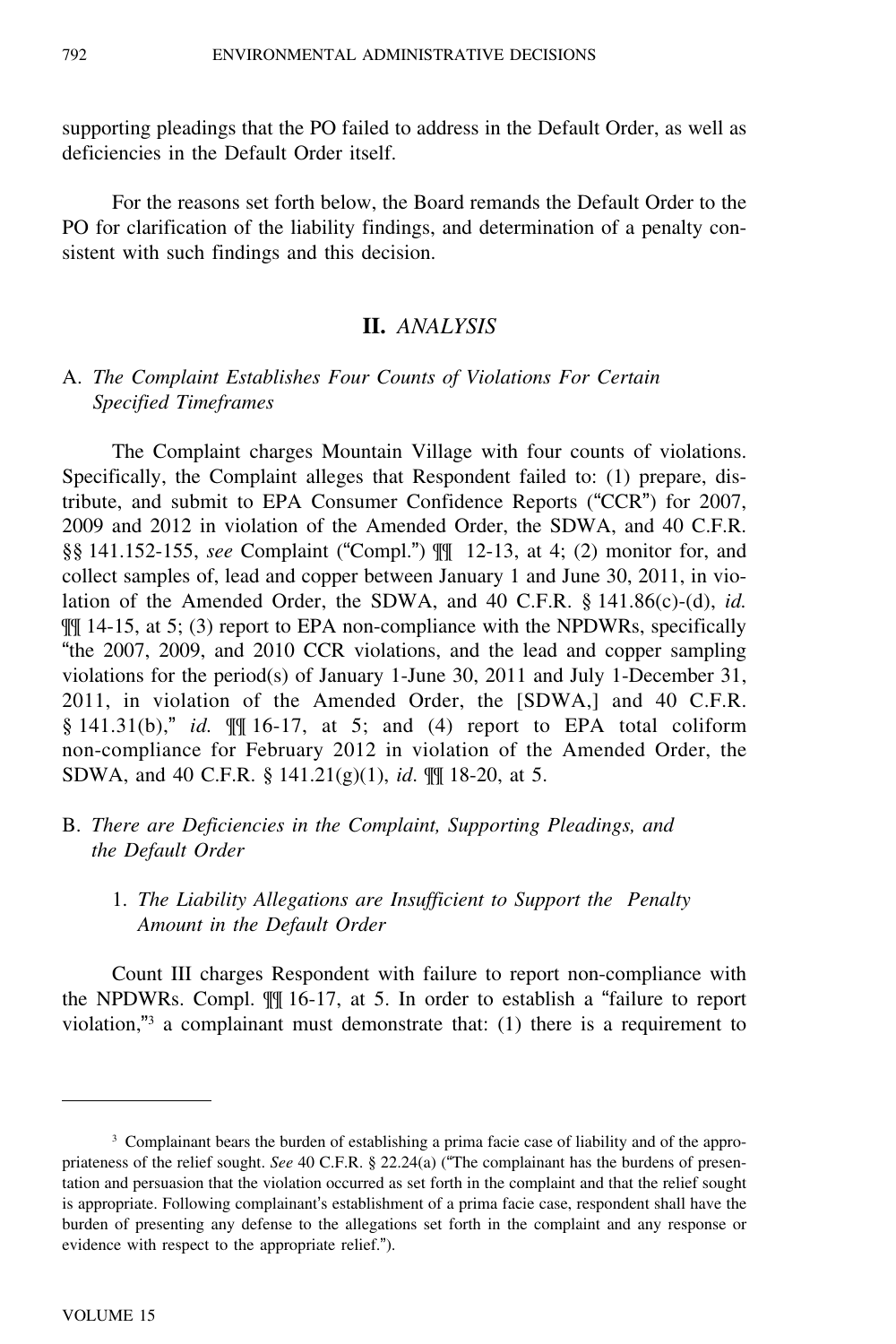supporting pleadings that the PO failed to address in the Default Order, as well as deficiencies in the Default Order itself.

For the reasons set forth below, the Board remands the Default Order to the PO for clarification of the liability findings, and determination of a penalty consistent with such findings and this decision.

## II. *ANALYSIS*

### A. *The Complaint Establishes Four Counts of Violations For Certain Specified Timeframes*

The Complaint charges Mountain Village with four counts of violations. Specifically, the Complaint alleges that Respondent failed to: (1) prepare, distribute, and submit to EPA Consumer Confidence Reports ("CCR") for 2007, 2009 and 2012 in violation of the Amended Order, the SDWA, and 40 C.F.R. §§ 141.152-155, *see* Complaint ("Compl.") ¶¶ 12-13, at 4; (2) monitor for, and collect samples of, lead and copper between January 1 and June 30, 2011, in violation of the Amended Order, the SDWA, and 40 C.F.R. § 141.86(c)-(d), *id.* ¶¶ 14-15, at 5; (3) report to EPA non-compliance with the NPDWRs, specifically "the 2007, 2009, and 2010 CCR violations, and the lead and copper sampling violations for the period(s) of January 1-June 30, 2011 and July 1-December 31, 2011, in violation of the Amended Order, the [SDWA,] and 40 C.F.R. § 141.31(b)," *id.* ¶¶ 16-17, at 5; and (4) report to EPA total coliform non-compliance for February 2012 in violation of the Amended Order, the SDWA, and 40 C.F.R. § 141.21(g)(1), *id*. ¶¶ 18-20, at 5.

### B. *There are Deficiencies in the Complaint, Supporting Pleadings, and the Default Order*

#### 1. *The Liability Allegations are Insufficient to Support the Penalty Amount in the Default Order*

Count III charges Respondent with failure to report non-compliance with the NPDWRs. Compl. ¶¶ 16-17, at 5. In order to establish a "failure to report violation,"[3] a complainant must demonstrate that: (1) there is a requirement to

---

[3] Complainant bears the burden of establishing a prima facie case of liability and of the appropriateness of the relief sought. *See* 40 C.F.R. § 22.24(a) ("The complainant has the burdens of presentation and persuasion that the violation occurred as set forth in the complaint and that the relief sought is appropriate. Following complainant's establishment of a prima facie case, respondent shall have the burden of presenting any defense to the allegations set forth in the complaint and any response or evidence with respect to the appropriate relief.").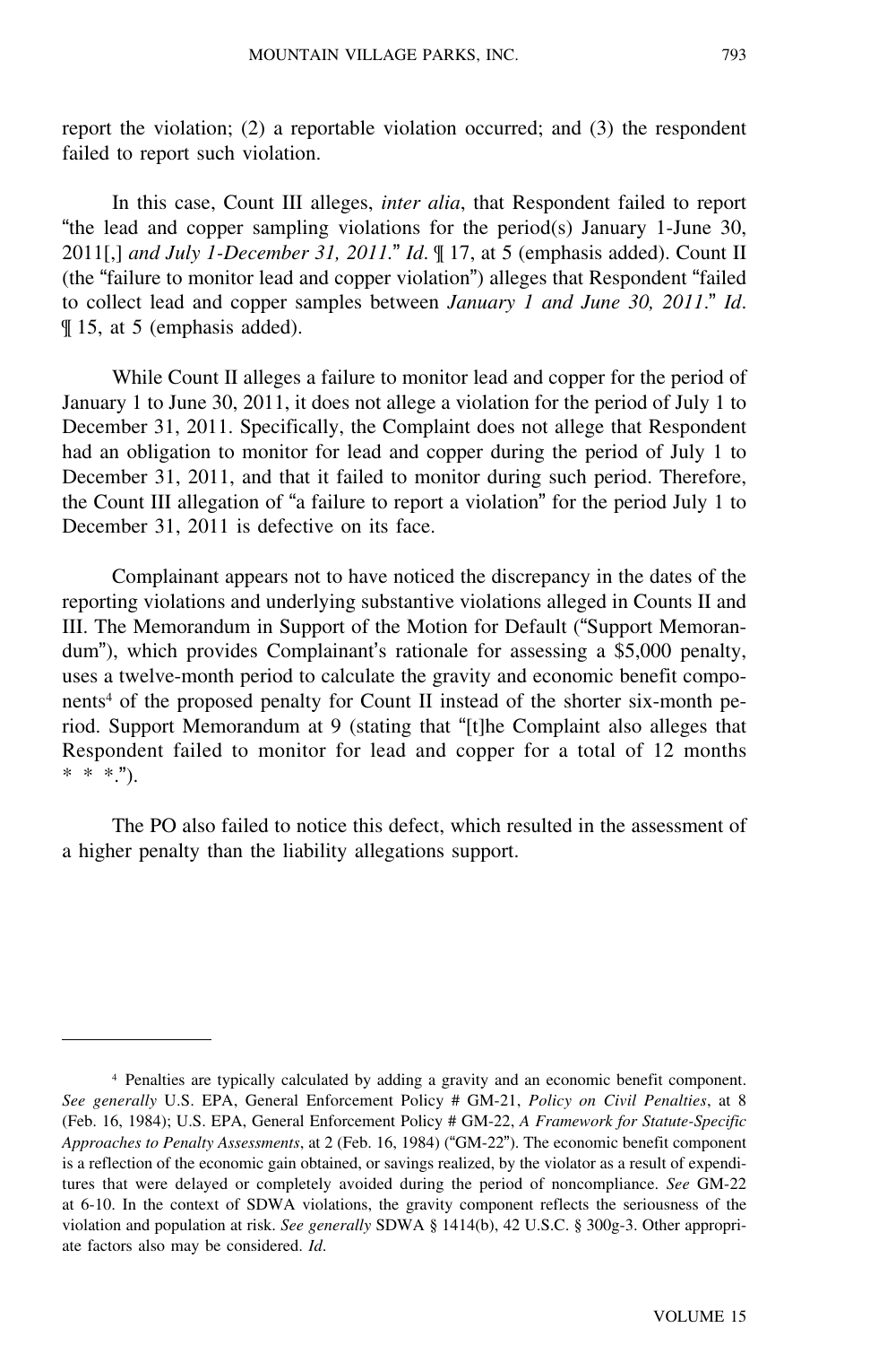report the violation; (2) a reportable violation occurred; and (3) the respondent failed to report such violation.

In this case, Count III alleges, *inter alia*, that Respondent failed to report "the lead and copper sampling violations for the period(s) January 1-June 30, 2011[,] *and July 1-December 31, 2011*." *Id*. ¶ 17, at 5 (emphasis added). Count II (the "failure to monitor lead and copper violation") alleges that Respondent "failed to collect lead and copper samples between *January 1 and June 30, 2011*." *Id*. ¶ 15, at 5 (emphasis added).

While Count II alleges a failure to monitor lead and copper for the period of January 1 to June 30, 2011, it does not allege a violation for the period of July 1 to December 31, 2011. Specifically, the Complaint does not allege that Respondent had an obligation to monitor for lead and copper during the period of July 1 to December 31, 2011, and that it failed to monitor during such period. Therefore, the Count III allegation of "a failure to report a violation" for the period July 1 to December 31, 2011 is defective on its face.

Complainant appears not to have noticed the discrepancy in the dates of the reporting violations and underlying substantive violations alleged in Counts II and III. The Memorandum in Support of the Motion for Default ("Support Memorandum"), which provides Complainant's rationale for assessing a $5,000 penalty, uses a twelve-month period to calculate the gravity and economic benefit components[4] of the proposed penalty for Count II instead of the shorter six-month period. Support Memorandum at 9 (stating that "[t]he Complaint also alleges that Respondent failed to monitor for lead and copper for a total of 12 months * * *.").

The PO also failed to notice this defect, which resulted in the assessment of a higher penalty than the liability allegations support.

---

[4] Penalties are typically calculated by adding a gravity and an economic benefit component. *See generally* U.S. EPA, General Enforcement Policy # GM-21, *Policy on Civil Penalties*, at 8 (Feb. 16, 1984); U.S. EPA, General Enforcement Policy # GM-22, *A Framework for Statute-Specific Approaches to Penalty Assessments*, at 2 (Feb. 16, 1984) ("GM-22"). The economic benefit component is a reflection of the economic gain obtained, or savings realized, by the violator as a result of expenditures that were delayed or completely avoided during the period of noncompliance. *See* GM-22 at 6-10. In the context of SDWA violations, the gravity component reflects the seriousness of the violation and population at risk. *See generally* SDWA § 1414(b), 42 U.S.C. § 300g-3. Other appropriate factors also may be considered. *Id*.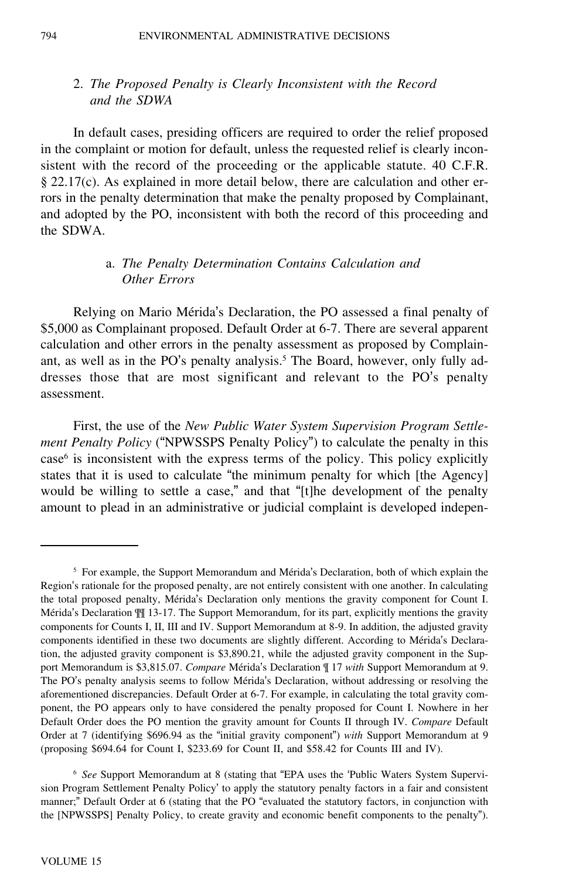### 2. *The Proposed Penalty is Clearly Inconsistent with the Record and the SDWA*

In default cases, presiding officers are required to order the relief proposed in the complaint or motion for default, unless the requested relief is clearly inconsistent with the record of the proceeding or the applicable statute. 40 C.F.R. § 22.17(c). As explained in more detail below, there are calculation and other errors in the penalty determination that make the penalty proposed by Complainant, and adopted by the PO, inconsistent with both the record of this proceeding and the SDWA.

#### a. *The Penalty Determination Contains Calculation and Other Errors*

Relying on Mario Mérida's Declaration, the PO assessed a final penalty of $5,000 as Complainant proposed. Default Order at 6-7. There are several apparent calculation and other errors in the penalty assessment as proposed by Complainant, as well as in the PO's penalty analysis.[5] The Board, however, only fully addresses those that are most significant and relevant to the PO's penalty assessment.

First, the use of the *New Public Water System Supervision Program Settlement Penalty Policy* ("NPWSSPS Penalty Policy") to calculate the penalty in this case[6] is inconsistent with the express terms of the policy. This policy explicitly states that it is used to calculate "the minimum penalty for which [the Agency] would be willing to settle a case," and that "[t]he development of the penalty amount to plead in an administrative or judicial complaint is developed indepen-

---

[5] For example, the Support Memorandum and Mérida's Declaration, both of which explain the Region's rationale for the proposed penalty, are not entirely consistent with one another. In calculating the total proposed penalty, Mérida's Declaration only mentions the gravity component for Count I. Mérida's Declaration ¶¶ 13-17. The Support Memorandum, for its part, explicitly mentions the gravity components for Counts I, II, III and IV. Support Memorandum at 8-9. In addition, the adjusted gravity components identified in these two documents are slightly different. According to Mérida's Declaration, the adjusted gravity component is $3,890.21, while the adjusted gravity component in the Support Memorandum is $3,815.07. *Compare* Mérida's Declaration ¶ 17 *with* Support Memorandum at 9. The PO's penalty analysis seems to follow Mérida's Declaration, without addressing or resolving the aforementioned discrepancies. Default Order at 6-7. For example, in calculating the total gravity component, the PO appears only to have considered the penalty proposed for Count I. Nowhere in her Default Order does the PO mention the gravity amount for Counts II through IV. *Compare* Default Order at 7 (identifying $696.94 as the "initial gravity component") *with* Support Memorandum at 9 (proposing $694.64 for Count I, $233.69 for Count II, and $58.42 for Counts III and IV).

[6] *See* Support Memorandum at 8 (stating that "EPA uses the 'Public Waters System Supervision Program Settlement Penalty Policy' to apply the statutory penalty factors in a fair and consistent manner;" Default Order at 6 (stating that the PO "evaluated the statutory factors, in conjunction with the [NPWSSPS] Penalty Policy, to create gravity and economic benefit components to the penalty").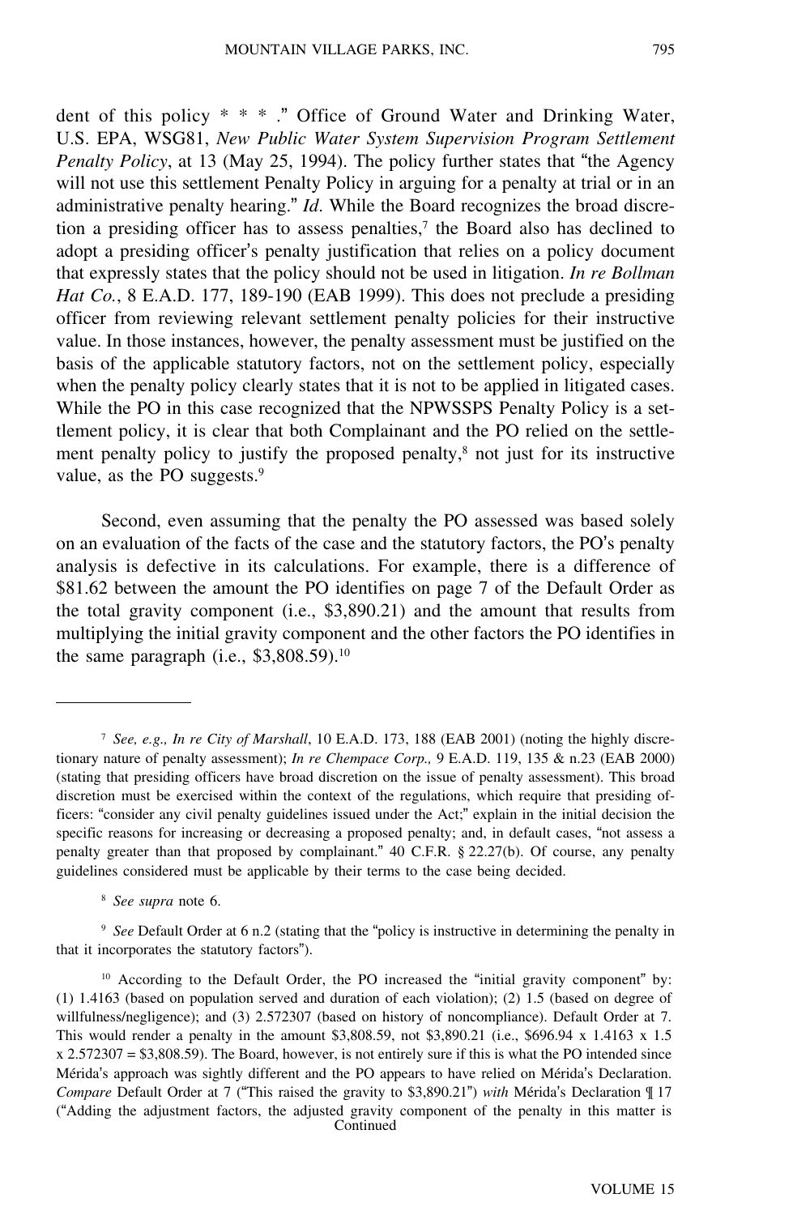dent of this policy * * * ." Office of Ground Water and Drinking Water, U.S. EPA, WSG81, *New Public Water System Supervision Program Settlement Penalty Policy*, at 13 (May 25, 1994). The policy further states that "the Agency will not use this settlement Penalty Policy in arguing for a penalty at trial or in an administrative penalty hearing." *Id.* While the Board recognizes the broad discretion a presiding officer has to assess penalties,[7] the Board also has declined to adopt a presiding officer's penalty justification that relies on a policy document that expressly states that the policy should not be used in litigation. *In re Bollman Hat Co.*, 8 E.A.D. 177, 189-190 (EAB 1999). This does not preclude a presiding officer from reviewing relevant settlement penalty policies for their instructive value. In those instances, however, the penalty assessment must be justified on the basis of the applicable statutory factors, not on the settlement policy, especially when the penalty policy clearly states that it is not to be applied in litigated cases. While the PO in this case recognized that the NPWSSPS Penalty Policy is a settlement policy, it is clear that both Complainant and the PO relied on the settlement penalty policy to justify the proposed penalty,[8] not just for its instructive value, as the PO suggests.[9]

Second, even assuming that the penalty the PO assessed was based solely on an evaluation of the facts of the case and the statutory factors, the PO's penalty analysis is defective in its calculations. For example, there is a difference of \$81.62 between the amount the PO identifies on page 7 of the Default Order as the total gravity component (i.e., \$3,890.21) and the amount that results from multiplying the initial gravity component and the other factors the PO identifies in the same paragraph (i.e., \$3,808.59).[10]

---

[7] *See, e.g., In re City of Marshall*, 10 E.A.D. 173, 188 (EAB 2001) (noting the highly discretionary nature of penalty assessment); *In re Chempace Corp.,* 9 E.A.D. 119, 135 & n.23 (EAB 2000) (stating that presiding officers have broad discretion on the issue of penalty assessment). This broad discretion must be exercised within the context of the regulations, which require that presiding officers: "consider any civil penalty guidelines issued under the Act;" explain in the initial decision the specific reasons for increasing or decreasing a proposed penalty; and, in default cases, "not assess a penalty greater than that proposed by complainant." 40 C.F.R. § 22.27(b). Of course, any penalty guidelines considered must be applicable by their terms to the case being decided.

[8] *See supra* note 6.

[9] *See* Default Order at 6 n.2 (stating that the "policy is instructive in determining the penalty in that it incorporates the statutory factors").

[10] According to the Default Order, the PO increased the "initial gravity component" by: (1) 1.4163 (based on population served and duration of each violation); (2) 1.5 (based on degree of willfulness/negligence); and (3) 2.572307 (based on history of noncompliance). Default Order at 7. This would render a penalty in the amount \$3,808.59, not \$3,890.21 (i.e., \$696.94 x 1.4163 x 1.5 x 2.572307 = \$3,808.59). The Board, however, is not entirely sure if this is what the PO intended since Mérida's approach was sightly different and the PO appears to have relied on Mérida's Declaration. *Compare* Default Order at 7 ("This raised the gravity to \$3,890.21") *with* Mérida's Declaration ¶ 17 ("Adding the adjustment factors, the adjusted gravity component of the penalty in this matter is

Continued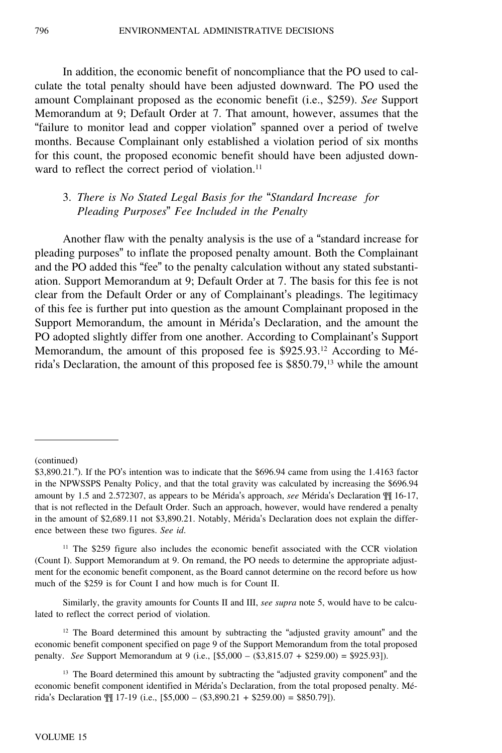In addition, the economic benefit of noncompliance that the PO used to calculate the total penalty should have been adjusted downward. The PO used the amount Complainant proposed as the economic benefit (i.e., $259). *See* Support Memorandum at 9; Default Order at 7. That amount, however, assumes that the "failure to monitor lead and copper violation" spanned over a period of twelve months. Because Complainant only established a violation period of six months for this count, the proposed economic benefit should have been adjusted downward to reflect the correct period of violation.[11]

### 3. *There is No Stated Legal Basis for the "Standard Increase for Pleading Purposes" Fee Included in the Penalty*

Another flaw with the penalty analysis is the use of a "standard increase for pleading purposes" to inflate the proposed penalty amount. Both the Complainant and the PO added this "fee" to the penalty calculation without any stated substantiation. Support Memorandum at 9; Default Order at 7. The basis for this fee is not clear from the Default Order or any of Complainant's pleadings. The legitimacy of this fee is further put into question as the amount Complainant proposed in the Support Memorandum, the amount in Mérida's Declaration, and the amount the PO adopted slightly differ from one another. According to Complainant's Support Memorandum, the amount of this proposed fee is $925.93.[12] According to Mérida's Declaration, the amount of this proposed fee is $850.79,[13] while the amount

---

(continued)
$3,890.21."). If the PO's intention was to indicate that the $696.94 came from using the 1.4163 factor in the NPWSSPS Penalty Policy, and that the total gravity was calculated by increasing the $696.94 amount by 1.5 and 2.572307, as appears to be Mérida's approach, *see* Mérida's Declaration ¶¶ 16-17, that is not reflected in the Default Order. Such an approach, however, would have rendered a penalty in the amount of $2,689.11 not $3,890.21. Notably, Mérida's Declaration does not explain the difference between these two figures. *See id.*

[11] The $259 figure also includes the economic benefit associated with the CCR violation (Count I). Support Memorandum at 9. On remand, the PO needs to determine the appropriate adjustment for the economic benefit component, as the Board cannot determine on the record before us how much of the $259 is for Count I and how much is for Count II.

Similarly, the gravity amounts for Counts II and III, *see supra* note 5, would have to be calculated to reflect the correct period of violation.

[12] The Board determined this amount by subtracting the "adjusted gravity amount" and the economic benefit component specified on page 9 of the Support Memorandum from the total proposed penalty. *See* Support Memorandum at 9 (i.e., [$5,000 – ($3,815.07 + $259.00) = $925.93]).

[13] The Board determined this amount by subtracting the "adjusted gravity component" and the economic benefit component identified in Mérida's Declaration, from the total proposed penalty. Mérida's Declaration ¶¶ 17-19 (i.e., [$5,000 – ($3,890.21 + $259.00) = $850.79]).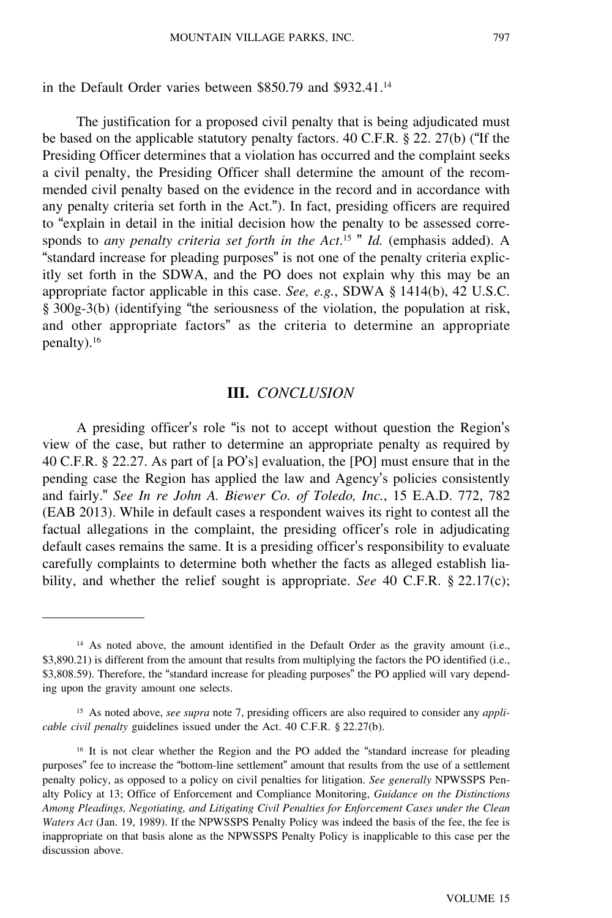in the Default Order varies between $850.79 and $932.41.[14]

The justification for a proposed civil penalty that is being adjudicated must be based on the applicable statutory penalty factors. 40 C.F.R. § 22. 27(b) ("If the Presiding Officer determines that a violation has occurred and the complaint seeks a civil penalty, the Presiding Officer shall determine the amount of the recommended civil penalty based on the evidence in the record and in accordance with any penalty criteria set forth in the Act."). In fact, presiding officers are required to "explain in detail in the initial decision how the penalty to be assessed corresponds to *any penalty criteria set forth in the Act*.[15] " *Id.* (emphasis added). A "standard increase for pleading purposes" is not one of the penalty criteria explicitly set forth in the SDWA, and the PO does not explain why this may be an appropriate factor applicable in this case. *See, e.g.*, SDWA § 1414(b), 42 U.S.C. § 300g-3(b) (identifying "the seriousness of the violation, the population at risk, and other appropriate factors" as the criteria to determine an appropriate penalty).[16]

## III. *CONCLUSION*

A presiding officer's role "is not to accept without question the Region's view of the case, but rather to determine an appropriate penalty as required by 40 C.F.R. § 22.27. As part of [a PO's] evaluation, the [PO] must ensure that in the pending case the Region has applied the law and Agency's policies consistently and fairly." *See In re John A. Biewer Co. of Toledo, Inc.*, 15 E.A.D. 772, 782 (EAB 2013). While in default cases a respondent waives its right to contest all the factual allegations in the complaint, the presiding officer's role in adjudicating default cases remains the same. It is a presiding officer's responsibility to evaluate carefully complaints to determine both whether the facts as alleged establish liability, and whether the relief sought is appropriate. *See* 40 C.F.R. § 22.17(c);

---

[14] As noted above, the amount identified in the Default Order as the gravity amount (i.e., $3,890.21) is different from the amount that results from multiplying the factors the PO identified (i.e., $3,808.59). Therefore, the "standard increase for pleading purposes" the PO applied will vary depending upon the gravity amount one selects.

[15] As noted above, *see supra* note 7, presiding officers are also required to consider any *applicable civil penalty* guidelines issued under the Act. 40 C.F.R. § 22.27(b).

[16] It is not clear whether the Region and the PO added the "standard increase for pleading purposes" fee to increase the "bottom-line settlement" amount that results from the use of a settlement penalty policy, as opposed to a policy on civil penalties for litigation. *See generally* NPWSSPS Penalty Policy at 13; Office of Enforcement and Compliance Monitoring, *Guidance on the Distinctions Among Pleadings, Negotiating, and Litigating Civil Penalties for Enforcement Cases under the Clean Waters Act* (Jan. 19, 1989). If the NPWSSPS Penalty Policy was indeed the basis of the fee, the fee is inappropriate on that basis alone as the NPWSSPS Penalty Policy is inapplicable to this case per the discussion above.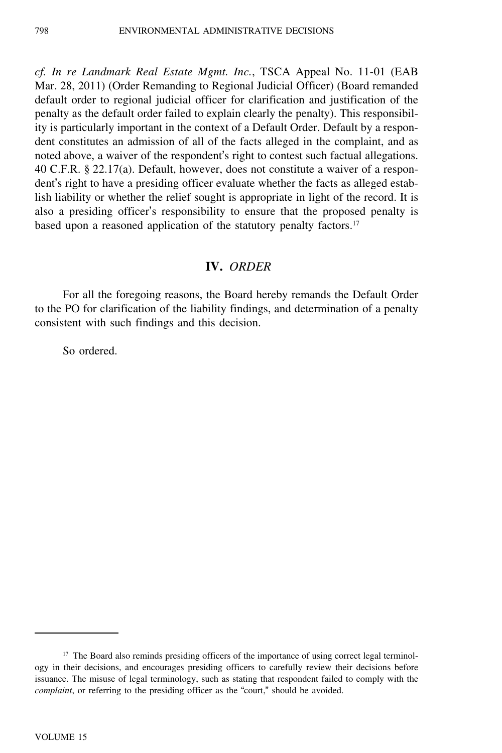*cf. In re Landmark Real Estate Mgmt. Inc.*, TSCA Appeal No. 11-01 (EAB Mar. 28, 2011) (Order Remanding to Regional Judicial Officer) (Board remanded default order to regional judicial officer for clarification and justification of the penalty as the default order failed to explain clearly the penalty). This responsibility is particularly important in the context of a Default Order. Default by a respondent constitutes an admission of all of the facts alleged in the complaint, and as noted above, a waiver of the respondent's right to contest such factual allegations. 40 C.F.R. § 22.17(a). Default, however, does not constitute a waiver of a respondent's right to have a presiding officer evaluate whether the facts as alleged establish liability or whether the relief sought is appropriate in light of the record. It is also a presiding officer's responsibility to ensure that the proposed penalty is based upon a reasoned application of the statutory penalty factors.[17]

## IV. *ORDER*

For all the foregoing reasons, the Board hereby remands the Default Order to the PO for clarification of the liability findings, and determination of a penalty consistent with such findings and this decision.

So ordered.

---

[17] The Board also reminds presiding officers of the importance of using correct legal terminology in their decisions, and encourages presiding officers to carefully review their decisions before issuance. The misuse of legal terminology, such as stating that respondent failed to comply with the *complaint*, or referring to the presiding officer as the "court," should be avoided.